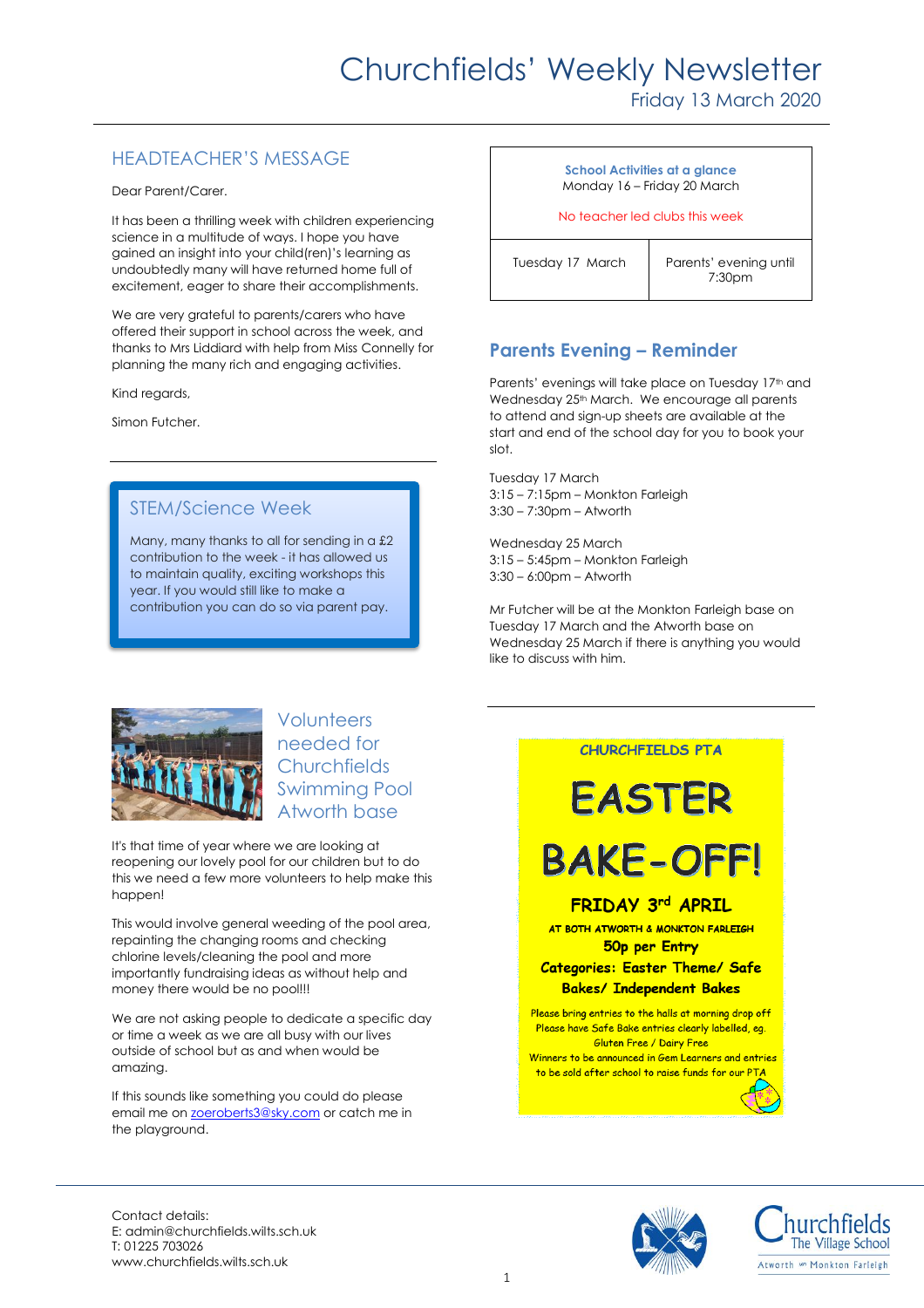# Churchfields' Weekly Newsletter

Friday 13 March 2020

## HEADTEACHER'S MESSAGE

Dear Parent/Carer.

It has been a thrilling week with children experiencing science in a multitude of ways. I hope you have gained an insight into your child(ren)'s learning as undoubtedly many will have returned home full of excitement, eager to share their accomplishments.

We are very grateful to parents/carers who have offered their support in school across the week, and thanks to Mrs Liddiard with help from Miss Connelly for planning the many rich and engaging activities.

Kind regards,

Simon Futcher.

## STEM/Science Week

Many, many thanks to all for sending in a £2 contribution to the week - it has allowed us to maintain quality, exciting workshops this year. If you would still like to make a contribution you can do so via parent pay.

## Volunteers needed for Churchfields Swimming Pool Atworth base

It's that time of year where we are looking at reopening our lovely pool for our children but to do this we need a few more volunteers to help make this happen!

This would involve general weeding of the pool area, repainting the changing rooms and checking chlorine levels/cleaning the pool and more importantly fundraising ideas as without help and money there would be no pool!!!

We are not asking people to dedicate a specific day or time a week as we are all busy with our lives outside of school but as and when would be amazing.

If this sounds like something you could do please email me on zoeroberts3@sky.com or catch me in the playground.

| School Activities at a glance<br>Monday 16 – Friday 20 March<br>No teacher led clubs this week | |
|---|---|
| Tuesday 17 March | Parents' evening until 7:30pm |

## Parents Evening – Reminder

Parents' evenings will take place on Tuesday 17th and Wednesday 25th March. We encourage all parents to attend and sign-up sheets are available at the start and end of the school day for you to book your slot.

Tuesday 17 March
3:15 – 7:15pm – Monkton Farleigh
3:30 – 7:30pm – Atworth

Wednesday 25 March
3:15 – 5:45pm – Monkton Farleigh
3:30 – 6:00pm – Atworth

Mr Futcher will be at the Monkton Farleigh base on Tuesday 17 March and the Atworth base on Wednesday 25 March if there is anything you would like to discuss with him.

**CHURCHFIELDS PTA**

# EASTER BAKE-OFF!

**FRIDAY 3rd APRIL**

**AT BOTH ATWORTH & MONKTON FARLEIGH**

**50p per Entry**

**Categories: Easter Theme/ Safe Bakes/ Independent Bakes**

Please bring entries to the halls at morning drop off
Please have Safe Bake entries clearly labelled, eg. Gluten Free / Dairy Free
Winners to be announced in Gem Learners and entries to be sold after school to raise funds for our PTA

Contact details:
E: admin@churchfields.wilts.sch.uk
T: 01225 703026
www.churchfields.wilts.sch.uk

Churchfields The Village School
Atworth and Monkton Farleigh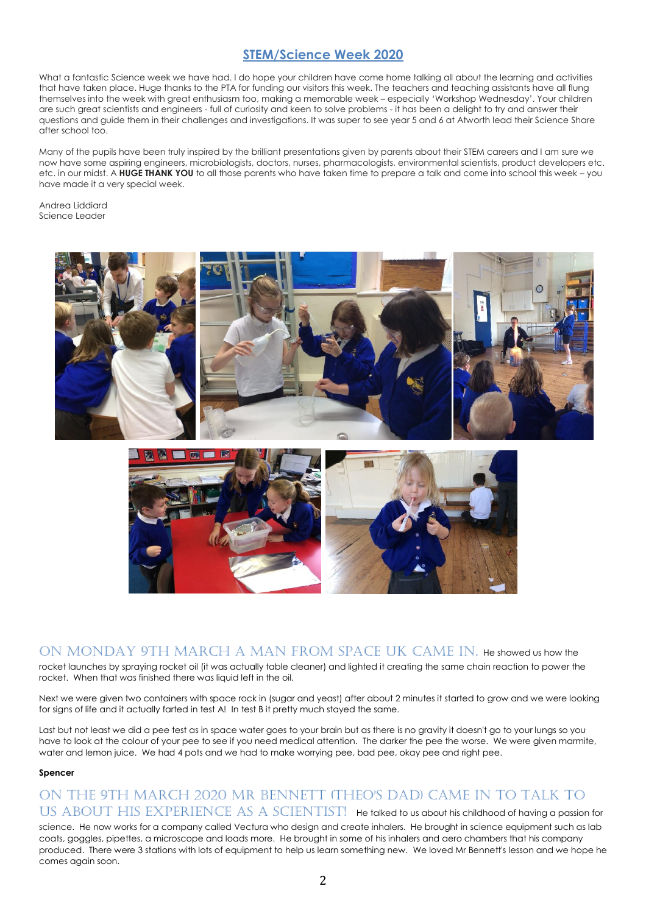## STEM/Science Week 2020

What a fantastic Science week we have had. I do hope your children have come home talking all about the learning and activities that have taken place. Huge thanks to the PTA for funding our visitors this week. The teachers and teaching assistants have all flung themselves into the week with great enthusiasm too, making a memorable week – especially 'Workshop Wednesday'. Your children are such great scientists and engineers - full of curiosity and keen to solve problems - it has been a delight to try and answer their questions and guide them in their challenges and investigations. It was super to see year 5 and 6 at Atworth lead their Science Share after school too.

Many of the pupils have been truly inspired by the brilliant presentations given by parents about their STEM careers and I am sure we now have some aspiring engineers, microbiologists, doctors, nurses, pharmacologists, environmental scientists, product developers etc. etc. in our midst. A **HUGE THANK YOU** to all those parents who have taken time to prepare a talk and come into school this week – you have made it a very special week.

Andrea Liddiard
Science Leader

### On Monday 9th March a man from Space UK came in.

He showed us how the rocket launches by spraying rocket oil (it was actually table cleaner) and lighted it creating the same chain reaction to power the rocket. When that was finished there was liquid left in the oil.

Next we were given two containers with space rock in (sugar and yeast) after about 2 minutes it started to grow and we were looking for signs of life and it actually farted in test A! In test B it pretty much stayed the same.

Last but not least we did a pee test as in space water goes to your brain but as there is no gravity it doesn't go to your lungs so you have to look at the colour of your pee to see if you need medical attention. The darker the pee the worse. We were given marmite, water and lemon juice. We had 4 pots and we had to make worrying pee, bad pee, okay pee and right pee.

**Spencer**

### On the 9th March 2020 Mr Bennett (Theo's dad) came in to talk to us about his experience as a scientist!

He talked to us about his childhood of having a passion for science. He now works for a company called Vectura who design and create inhalers. He brought in science equipment such as lab coats, goggles, pipettes, a microscope and loads more. He brought in some of his inhalers and aero chambers that his company produced. There were 3 stations with lots of equipment to help us learn something new. We loved Mr Bennett's lesson and we hope he comes again soon.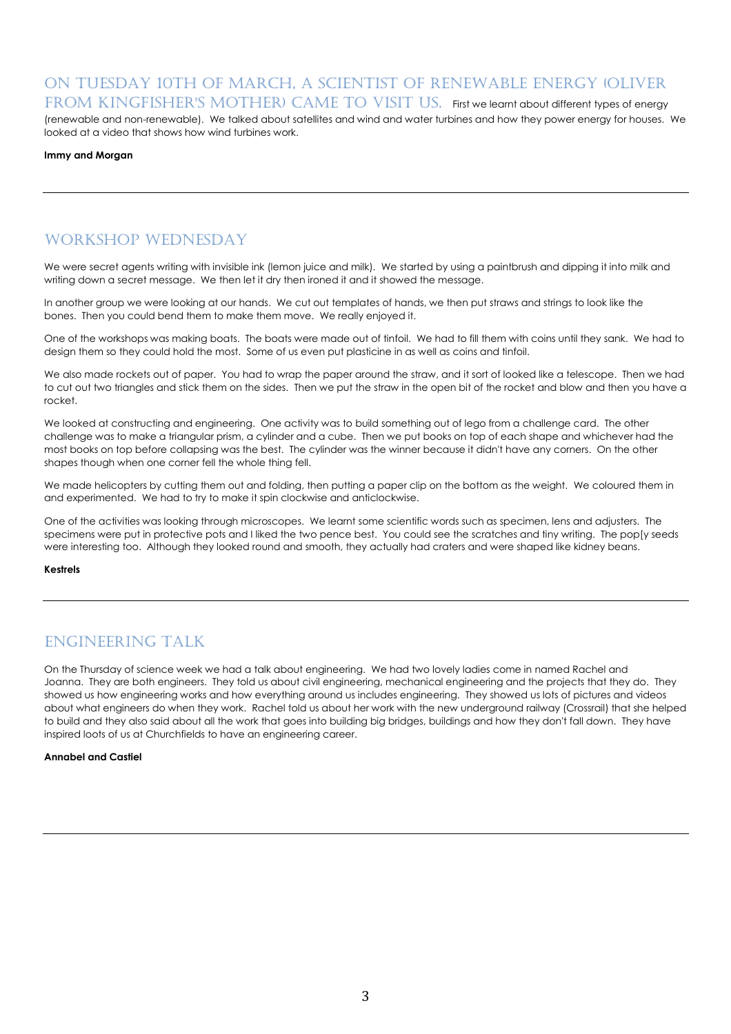## On Tuesday 10th of March, a scientist of renewable energy (Oliver from Kingfisher's mother) came to visit us.

First we learnt about different types of energy (renewable and non-renewable). We talked about satellites and wind and water turbines and how they power energy for houses. We looked at a video that shows how wind turbines work.

**Immy and Morgan**

---

## Workshop Wednesday

We were secret agents writing with invisible ink (lemon juice and milk). We started by using a paintbrush and dipping it into milk and writing down a secret message. We then let it dry then ironed it and it showed the message.

In another group we were looking at our hands. We cut out templates of hands, we then put straws and strings to look like the bones. Then you could bend them to make them move. We really enjoyed it.

One of the workshops was making boats. The boats were made out of tinfoil. We had to fill them with coins until they sank. We had to design them so they could hold the most. Some of us even put plasticine in as well as coins and tinfoil.

We also made rockets out of paper. You had to wrap the paper around the straw, and it sort of looked like a telescope. Then we had to cut out two triangles and stick them on the sides. Then we put the straw in the open bit of the rocket and blow and then you have a rocket.

We looked at constructing and engineering. One activity was to build something out of lego from a challenge card. The other challenge was to make a triangular prism, a cylinder and a cube. Then we put books on top of each shape and whichever had the most books on top before collapsing was the best. The cylinder was the winner because it didn't have any corners. On the other shapes though when one corner fell the whole thing fell.

We made helicopters by cutting them out and folding, then putting a paper clip on the bottom as the weight. We coloured them in and experimented. We had to try to make it spin clockwise and anticlockwise.

One of the activities was looking through microscopes. We learnt some scientific words such as specimen, lens and adjusters. The specimens were put in protective pots and I liked the two pence best. You could see the scratches and tiny writing. The pop[y seeds were interesting too. Although they looked round and smooth, they actually had craters and were shaped like kidney beans.

**Kestrels**

---

## Engineering Talk

On the Thursday of science week we had a talk about engineering. We had two lovely ladies come in named Rachel and Joanna. They are both engineers. They told us about civil engineering, mechanical engineering and the projects that they do. They showed us how engineering works and how everything around us includes engineering. They showed us lots of pictures and videos about what engineers do when they work. Rachel told us about her work with the new underground railway (Crossrail) that she helped to build and they also said about all the work that goes into building big bridges, buildings and how they don't fall down. They have inspired loots of us at Churchfields to have an engineering career.

**Annabel and Castiel**

---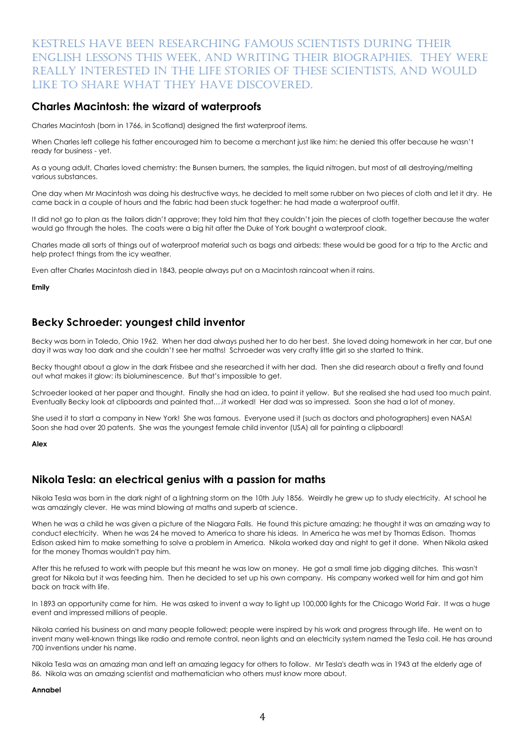# Kestrels have been researching famous scientists during their English lessons this week, and writing their biographies. They were really interested in the life stories of these scientists, and would like to share what they have discovered.

## Charles Macintosh: the wizard of waterproofs

Charles Macintosh (born in 1766, in Scotland) designed the first waterproof items.

When Charles left college his father encouraged him to become a merchant just like him: he denied this offer because he wasn't ready for business - yet.

As a young adult, Charles loved chemistry: the Bunsen burners, the samples, the liquid nitrogen, but most of all destroying/melting various substances.

One day when Mr Macintosh was doing his destructive ways, he decided to melt some rubber on two pieces of cloth and let it dry. He came back in a couple of hours and the fabric had been stuck together: he had made a waterproof outfit.

It did not go to plan as the tailors didn't approve; they told him that they couldn't join the pieces of cloth together because the water would go through the holes. The coats were a big hit after the Duke of York bought a waterproof cloak.

Charles made all sorts of things out of waterproof material such as bags and airbeds; these would be good for a trip to the Arctic and help protect things from the icy weather.

Even after Charles Macintosh died in 1843, people always put on a Macintosh raincoat when it rains.

**Emily**

## Becky Schroeder: youngest child inventor

Becky was born in Toledo, Ohio 1962. When her dad always pushed her to do her best. She loved doing homework in her car, but one day it was way too dark and she couldn't see her maths! Schroeder was very crafty little girl so she started to think.

Becky thought about a glow in the dark Frisbee and she researched it with her dad. Then she did research about a firefly and found out what makes it glow: its bioluminescence. But that's impossible to get.

Schroeder looked at her paper and thought. Finally she had an idea, to paint it yellow. But she realised she had used too much paint. Eventually Becky look at clipboards and painted that….it worked! Her dad was so impressed. Soon she had a lot of money.

She used it to start a company in New York! She was famous. Everyone used it (such as doctors and photographers) even NASA! Soon she had over 20 patents. She was the youngest female child inventor (USA) all for painting a clipboard!

**Alex**

## Nikola Tesla: an electrical genius with a passion for maths

Nikola Tesla was born in the dark night of a lightning storm on the 10th July 1856. Weirdly he grew up to study electricity. At school he was amazingly clever. He was mind blowing at maths and superb at science.

When he was a child he was given a picture of the Niagara Falls. He found this picture amazing; he thought it was an amazing way to conduct electricity. When he was 24 he moved to America to share his ideas. In America he was met by Thomas Edison. Thomas Edison asked him to make something to solve a problem in America. Nikola worked day and night to get it done. When Nikola asked for the money Thomas wouldn't pay him.

After this he refused to work with people but this meant he was low on money. He got a small time job digging ditches. This wasn't great for Nikola but it was feeding him. Then he decided to set up his own company. His company worked well for him and got him back on track with life.

In 1893 an opportunity came for him. He was asked to invent a way to light up 100,000 lights for the Chicago World Fair. It was a huge event and impressed millions of people.

Nikola carried his business on and many people followed; people were inspired by his work and progress through life. He went on to invent many well-known things like radio and remote control, neon lights and an electricity system named the Tesla coil. He has around 700 inventions under his name.

Nikola Tesla was an amazing man and left an amazing legacy for others to follow. Mr Tesla's death was in 1943 at the elderly age of 86. Nikola was an amazing scientist and mathematician who others must know more about.

**Annabel**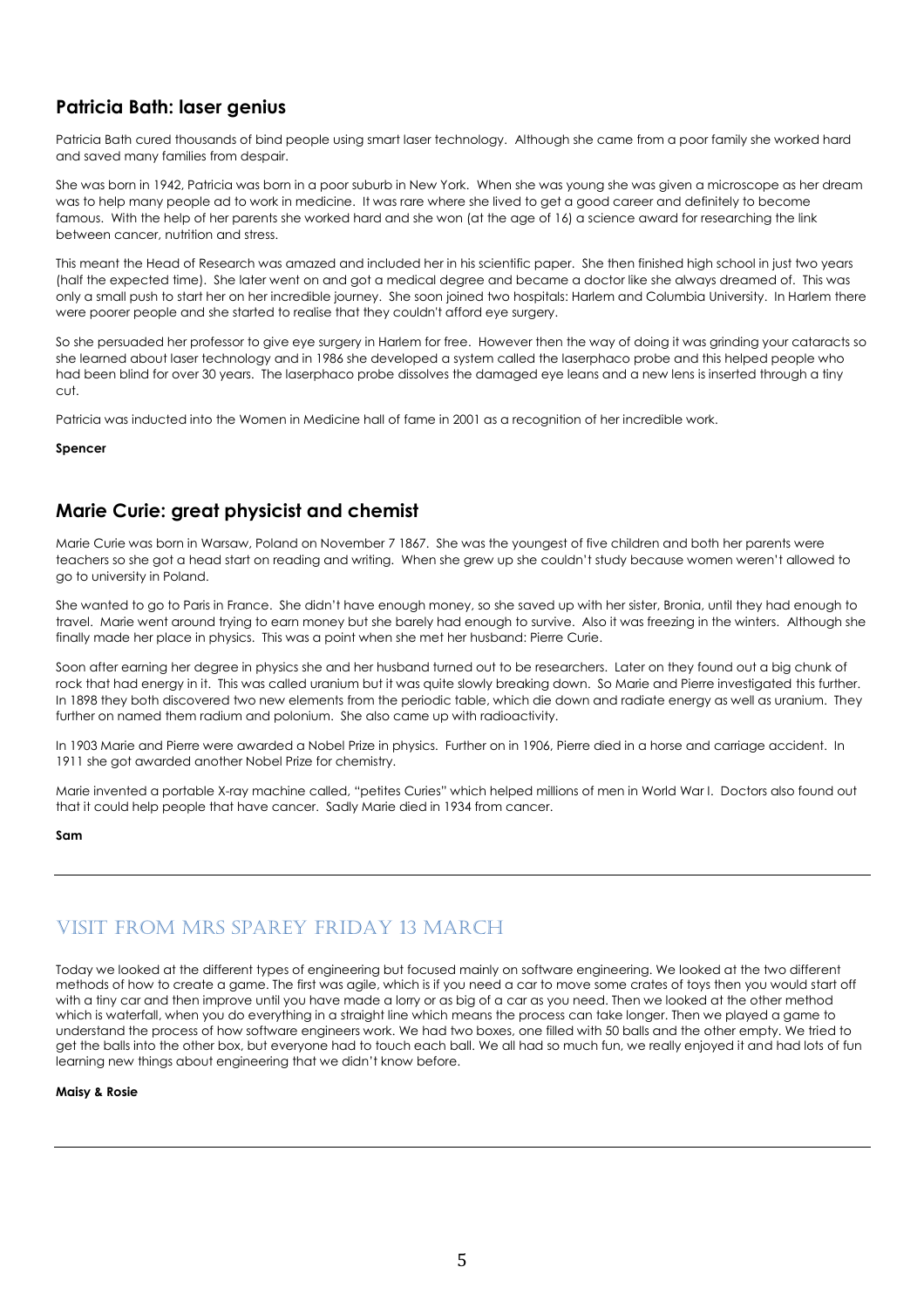## Patricia Bath: laser genius

Patricia Bath cured thousands of bind people using smart laser technology. Although she came from a poor family she worked hard and saved many families from despair.

She was born in 1942, Patricia was born in a poor suburb in New York. When she was young she was given a microscope as her dream was to help many people ad to work in medicine. It was rare where she lived to get a good career and definitely to become famous. With the help of her parents she worked hard and she won (at the age of 16) a science award for researching the link between cancer, nutrition and stress.

This meant the Head of Research was amazed and included her in his scientific paper. She then finished high school in just two years (half the expected time). She later went on and got a medical degree and became a doctor like she always dreamed of. This was only a small push to start her on her incredible journey. She soon joined two hospitals: Harlem and Columbia University. In Harlem there were poorer people and she started to realise that they couldn't afford eye surgery.

So she persuaded her professor to give eye surgery in Harlem for free. However then the way of doing it was grinding your cataracts so she learned about laser technology and in 1986 she developed a system called the laserphaco probe and this helped people who had been blind for over 30 years. The laserphaco probe dissolves the damaged eye leans and a new lens is inserted through a tiny cut.

Patricia was inducted into the Women in Medicine hall of fame in 2001 as a recognition of her incredible work.

**Spencer**

## Marie Curie: great physicist and chemist

Marie Curie was born in Warsaw, Poland on November 7 1867. She was the youngest of five children and both her parents were teachers so she got a head start on reading and writing. When she grew up she couldn't study because women weren't allowed to go to university in Poland.

She wanted to go to Paris in France. She didn't have enough money, so she saved up with her sister, Bronia, until they had enough to travel. Marie went around trying to earn money but she barely had enough to survive. Also it was freezing in the winters. Although she finally made her place in physics. This was a point when she met her husband: Pierre Curie.

Soon after earning her degree in physics she and her husband turned out to be researchers. Later on they found out a big chunk of rock that had energy in it. This was called uranium but it was quite slowly breaking down. So Marie and Pierre investigated this further. In 1898 they both discovered two new elements from the periodic table, which die down and radiate energy as well as uranium. They further on named them radium and polonium. She also came up with radioactivity.

In 1903 Marie and Pierre were awarded a Nobel Prize in physics. Further on in 1906, Pierre died in a horse and carriage accident. In 1911 she got awarded another Nobel Prize for chemistry.

Marie invented a portable X-ray machine called, "petites Curies" which helped millions of men in World War I. Doctors also found out that it could help people that have cancer. Sadly Marie died in 1934 from cancer.

**Sam**

---

## Visit from Mrs Sparey Friday 13 March

Today we looked at the different types of engineering but focused mainly on software engineering. We looked at the two different methods of how to create a game. The first was agile, which is if you need a car to move some crates of toys then you would start off with a tiny car and then improve until you have made a lorry or as big of a car as you need. Then we looked at the other method which is waterfall, when you do everything in a straight line which means the process can take longer. Then we played a game to understand the process of how software engineers work. We had two boxes, one filled with 50 balls and the other empty. We tried to get the balls into the other box, but everyone had to touch each ball. We all had so much fun, we really enjoyed it and had lots of fun learning new things about engineering that we didn't know before.

**Maisy & Rosie**

---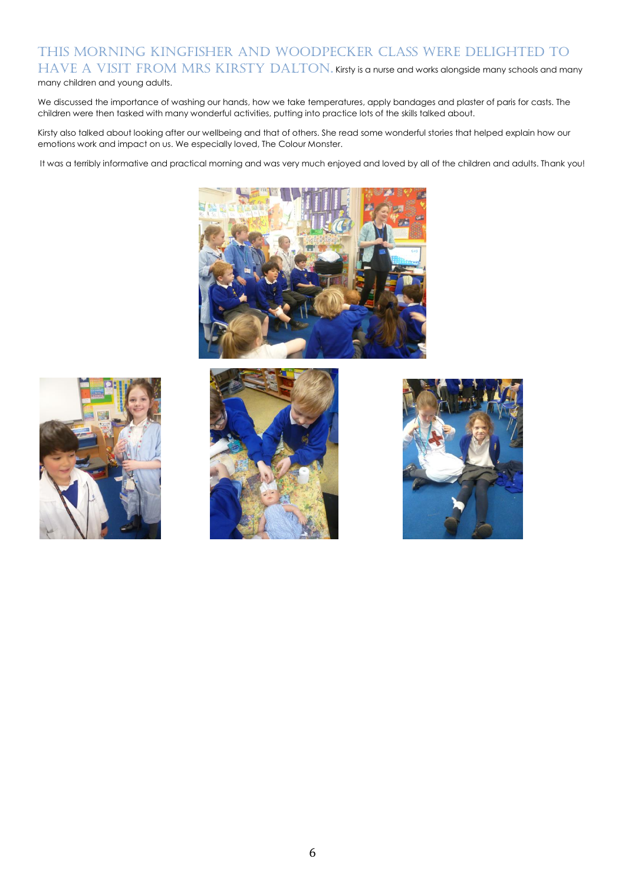## This morning Kingfisher and Woodpecker class were delighted to have a visit from Mrs Kirsty Dalton.

Kirsty is a nurse and works alongside many schools and many many children and young adults.

We discussed the importance of washing our hands, how we take temperatures, apply bandages and plaster of paris for casts. The children were then tasked with many wonderful activities, putting into practice lots of the skills talked about.

Kirsty also talked about looking after our wellbeing and that of others. She read some wonderful stories that helped explain how our emotions work and impact on us. We especially loved, The Colour Monster.

It was a terribly informative and practical morning and was very much enjoyed and loved by all of the children and adults. Thank you!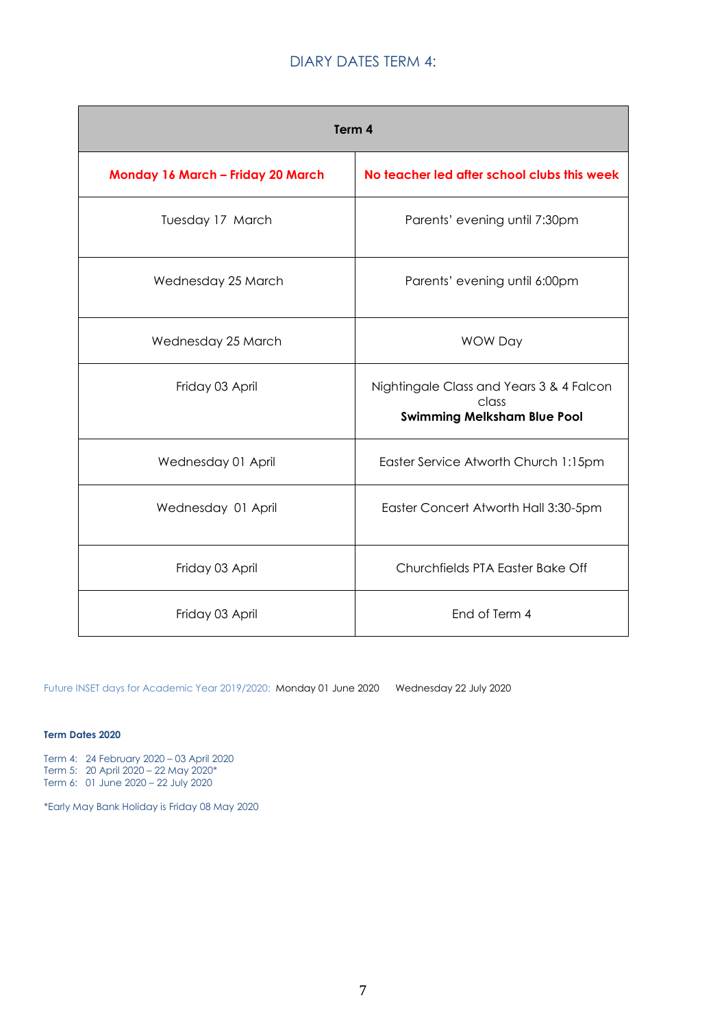## DIARY DATES TERM 4:

| Term 4 | |
|---|---|
| **Monday 16 March – Friday 20 March** | **No teacher led after school clubs this week** |
| Tuesday 17 March | Parents' evening until 7:30pm |
| Wednesday 25 March | Parents' evening until 6:00pm |
| Wednesday 25 March | WOW Day |
| Friday 03 April | Nightingale Class and Years 3 & 4 Falcon class **Swimming Melksham Blue Pool** |
| Wednesday 01 April | Easter Service Atworth Church 1:15pm |
| Wednesday 01 April | Easter Concert Atworth Hall 3:30-5pm |
| Friday 03 April | Churchfields PTA Easter Bake Off |
| Friday 03 April | End of Term 4 |

Future INSET days for Academic Year 2019/2020: Monday 01 June 2020 Wednesday 22 July 2020

**Term Dates 2020**

Term 4: 24 February 2020 – 03 April 2020
Term 5: 20 April 2020 – 22 May 2020*
Term 6: 01 June 2020 – 22 July 2020

*Early May Bank Holiday is Friday 08 May 2020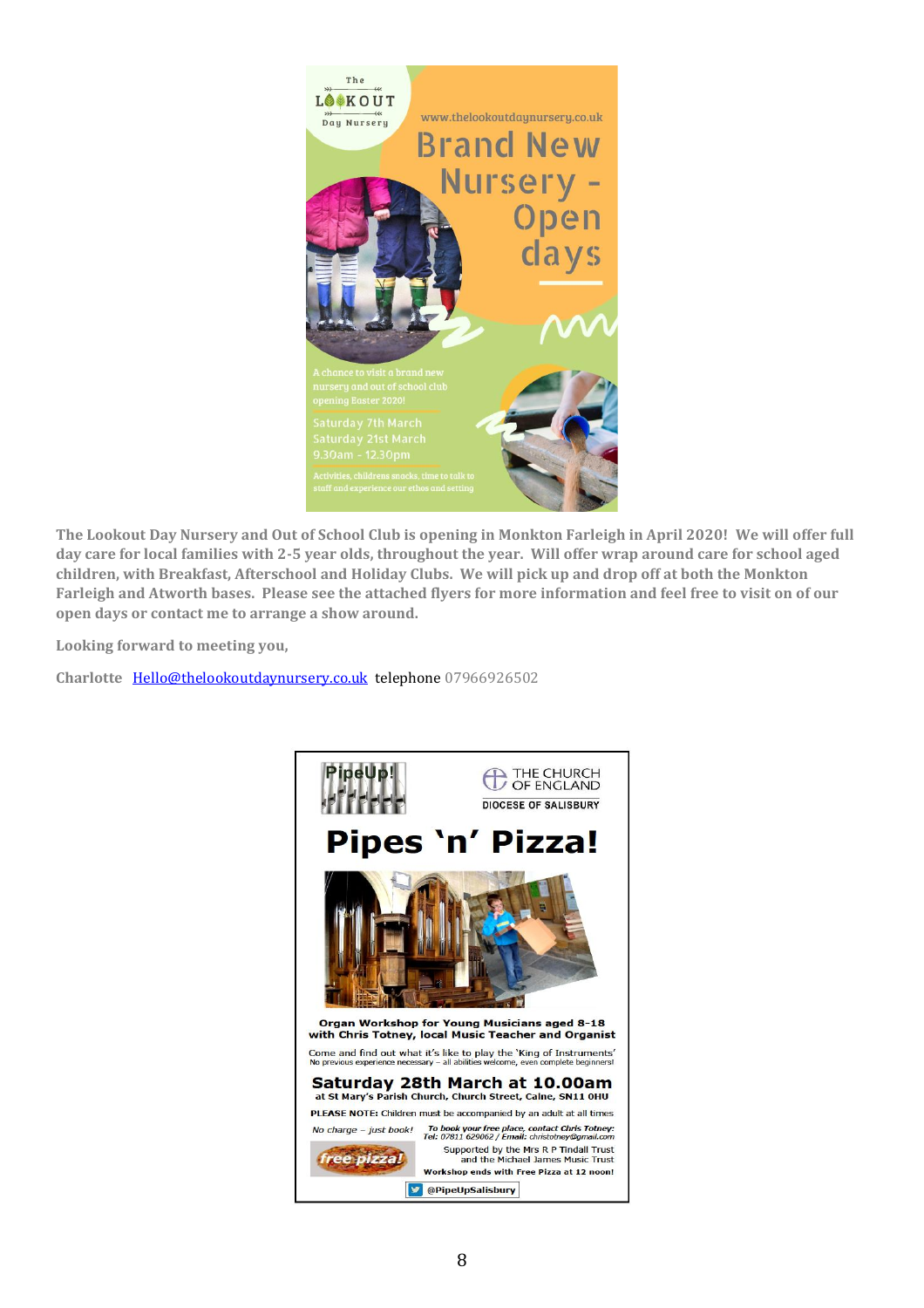The Lookout Day Nursery

www.thelookoutdaynursery.co.uk

# Brand New Nursery - Open days

A chance to visit a brand new nursery and out of school club opening Easter 2020!

Saturday 7th March
Saturday 21st March
9.30am - 12.30pm

Activities, childrens snacks, time to talk to staff and experience our ethos and setting

**The Lookout Day Nursery and Out of School Club is opening in Monkton Farleigh in April 2020! We will offer full day care for local families with 2-5 year olds, throughout the year. Will offer wrap around care for school aged children, with Breakfast, Afterschool and Holiday Clubs. We will pick up and drop off at both the Monkton Farleigh and Atworth bases. Please see the attached flyers for more information and feel free to visit on of our open days or contact me to arrange a show around.**

**Looking forward to meeting you,**

**Charlotte** Hello@thelookoutdaynursery.co.uk telephone 07966926502

PipeUp!

THE CHURCH OF ENGLAND
DIOCESE OF SALISBURY

# Pipes 'n' Pizza!

**Organ Workshop for Young Musicians aged 8-18 with Chris Totney, local Music Teacher and Organist**

Come and find out what it's like to play the 'King of Instruments'
No previous experience necessary – all abilities welcome, even complete beginners!

## Saturday 28th March at 10.00am

**at St Mary's Parish Church, Church Street, Calne, SN11 0HU**

**PLEASE NOTE:** Children must be accompanied by an adult at all times

*No charge – just book!*

***To book your free place, contact Chris Totney:***
***Tel:* *07811 629062 /* *Email:* *christotney@gmail.com***

free pizza!

Supported by the Mrs R P Tindall Trust and the Michael James Music Trust

**Workshop ends with Free Pizza at 12 noon!**

@PipeUpSalisbury